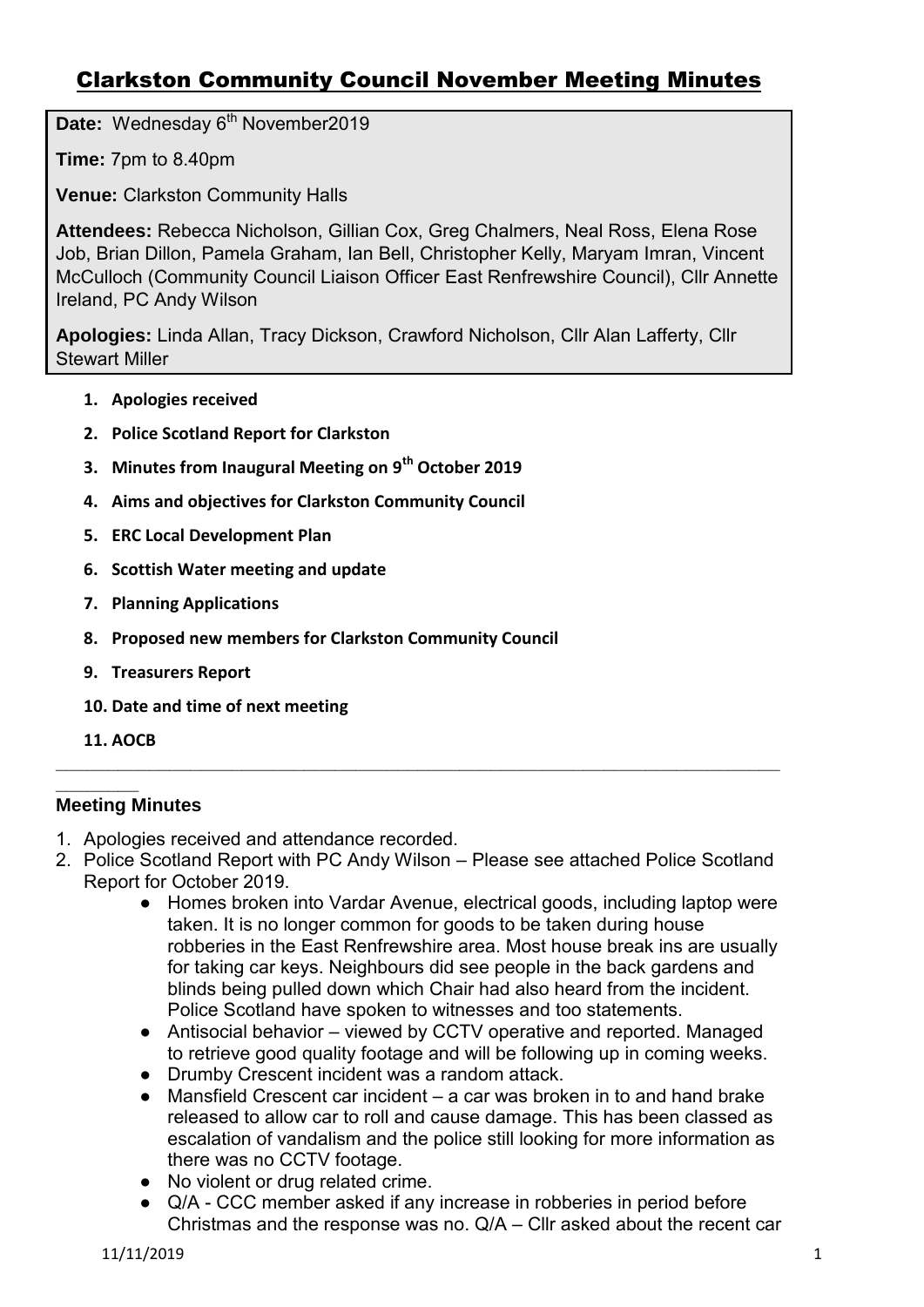# Clarkston Community Council November Meeting Minutes

**Date:** Wednesday 6th November2019

**Time:** 7pm to 8.40pm

**Venue:** Clarkston Community Halls

**Attendees:** Rebecca Nicholson, Gillian Cox, Greg Chalmers, Neal Ross, Elena Rose Job, Brian Dillon, Pamela Graham, Ian Bell, Christopher Kelly, Maryam Imran, Vincent McCulloch (Community Council Liaison Officer East Renfrewshire Council), Cllr Annette Ireland, PC Andy Wilson

**Apologies:** Linda Allan, Tracy Dickson, Crawford Nicholson, Cllr Alan Lafferty, Cllr Stewart Miller

1. **Apologies received**
2. **Police Scotland Report for Clarkston**
3. **Minutes from Inaugural Meeting on 9th October 2019**
4. **Aims and objectives for Clarkston Community Council**
5. **ERC Local Development Plan**
6. **Scottish Water meeting and update**
7. **Planning Applications**
8. **Proposed new members for Clarkston Community Council**
9. **Treasurers Report**
10. **Date and time of next meeting**
11. **AOCB**

---

### Meeting Minutes

1. Apologies received and attendance recorded.
2. Police Scotland Report with PC Andy Wilson – Please see attached Police Scotland Report for October 2019.
   - Homes broken into Vardar Avenue, electrical goods, including laptop were taken. It is no longer common for goods to be taken during house robberies in the East Renfrewshire area. Most house break ins are usually for taking car keys. Neighbours did see people in the back gardens and blinds being pulled down which Chair had also heard from the incident. Police Scotland have spoken to witnesses and too statements.
   - Antisocial behavior – viewed by CCTV operative and reported. Managed to retrieve good quality footage and will be following up in coming weeks.
   - Drumby Crescent incident was a random attack.
   - Mansfield Crescent car incident – a car was broken in to and hand brake released to allow car to roll and cause damage. This has been classed as escalation of vandalism and the police still looking for more information as there was no CCTV footage.
   - No violent or drug related crime.
   - Q/A - CCC member asked if any increase in robberies in period before Christmas and the response was no. Q/A – Cllr asked about the recent car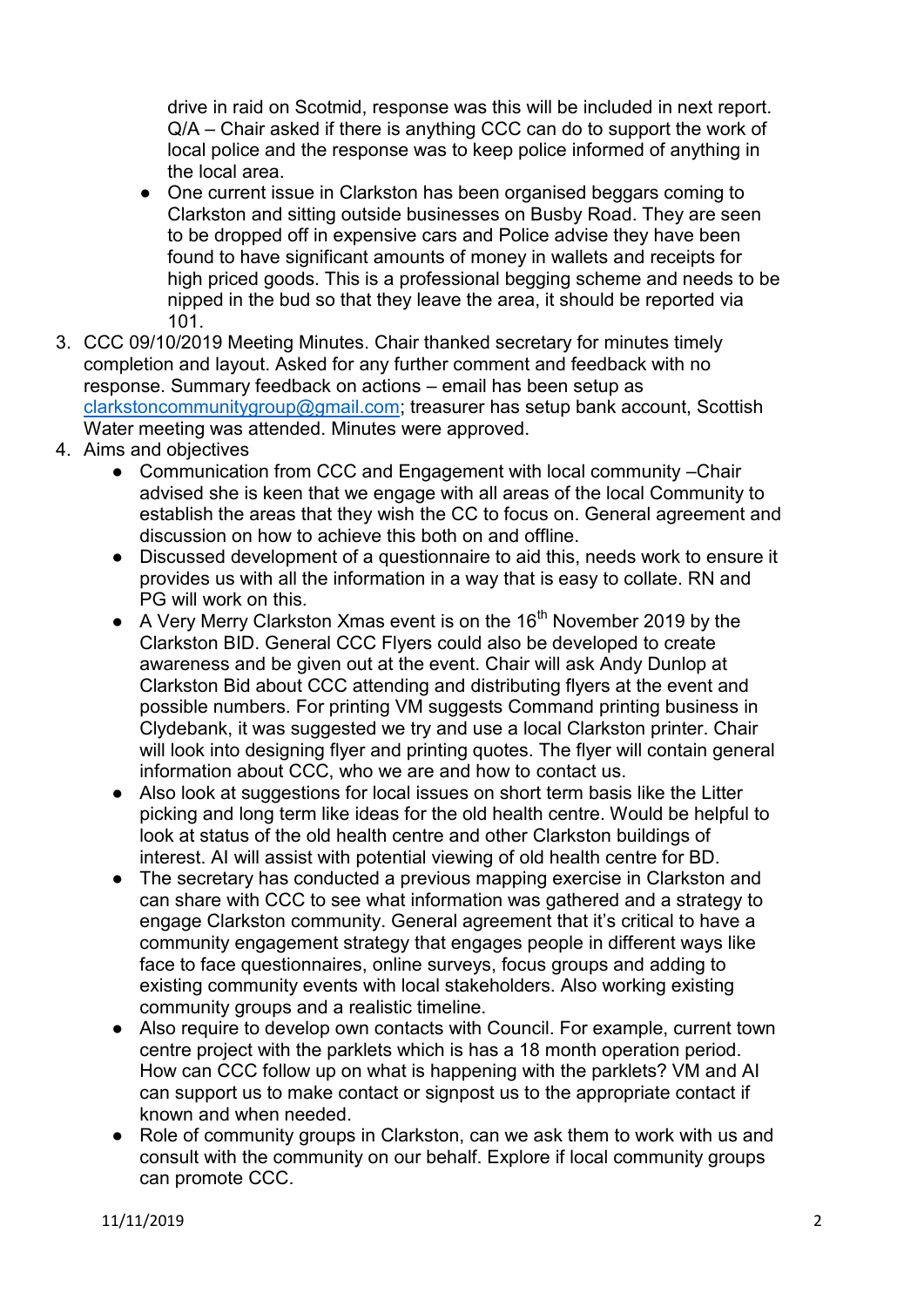drive in raid on Scotmid, response was this will be included in next report. Q/A – Chair asked if there is anything CCC can do to support the work of local police and the response was to keep police informed of anything in the local area.

- One current issue in Clarkston has been organised beggars coming to Clarkston and sitting outside businesses on Busby Road. They are seen to be dropped off in expensive cars and Police advise they have been found to have significant amounts of money in wallets and receipts for high priced goods. This is a professional begging scheme and needs to be nipped in the bud so that they leave the area, it should be reported via 101.

3. CCC 09/10/2019 Meeting Minutes. Chair thanked secretary for minutes timely completion and layout. Asked for any further comment and feedback with no response. Summary feedback on actions – email has been setup as clarkstoncommunitygroup@gmail.com; treasurer has setup bank account, Scottish Water meeting was attended. Minutes were approved.
4. Aims and objectives
   - Communication from CCC and Engagement with local community –Chair advised she is keen that we engage with all areas of the local Community to establish the areas that they wish the CC to focus on. General agreement and discussion on how to achieve this both on and offline.
   - Discussed development of a questionnaire to aid this, needs work to ensure it provides us with all the information in a way that is easy to collate. RN and PG will work on this.
   - A Very Merry Clarkston Xmas event is on the 16th November 2019 by the Clarkston BID. General CCC Flyers could also be developed to create awareness and be given out at the event. Chair will ask Andy Dunlop at Clarkston Bid about CCC attending and distributing flyers at the event and possible numbers. For printing VM suggests Command printing business in Clydebank, it was suggested we try and use a local Clarkston printer. Chair will look into designing flyer and printing quotes. The flyer will contain general information about CCC, who we are and how to contact us.
   - Also look at suggestions for local issues on short term basis like the Litter picking and long term like ideas for the old health centre. Would be helpful to look at status of the old health centre and other Clarkston buildings of interest. AI will assist with potential viewing of old health centre for BD.
   - The secretary has conducted a previous mapping exercise in Clarkston and can share with CCC to see what information was gathered and a strategy to engage Clarkston community. General agreement that it's critical to have a community engagement strategy that engages people in different ways like face to face questionnaires, online surveys, focus groups and adding to existing community events with local stakeholders. Also working existing community groups and a realistic timeline.
   - Also require to develop own contacts with Council. For example, current town centre project with the parklets which is has a 18 month operation period. How can CCC follow up on what is happening with the parklets? VM and AI can support us to make contact or signpost us to the appropriate contact if known and when needed.
   - Role of community groups in Clarkston, can we ask them to work with us and consult with the community on our behalf. Explore if local community groups can promote CCC.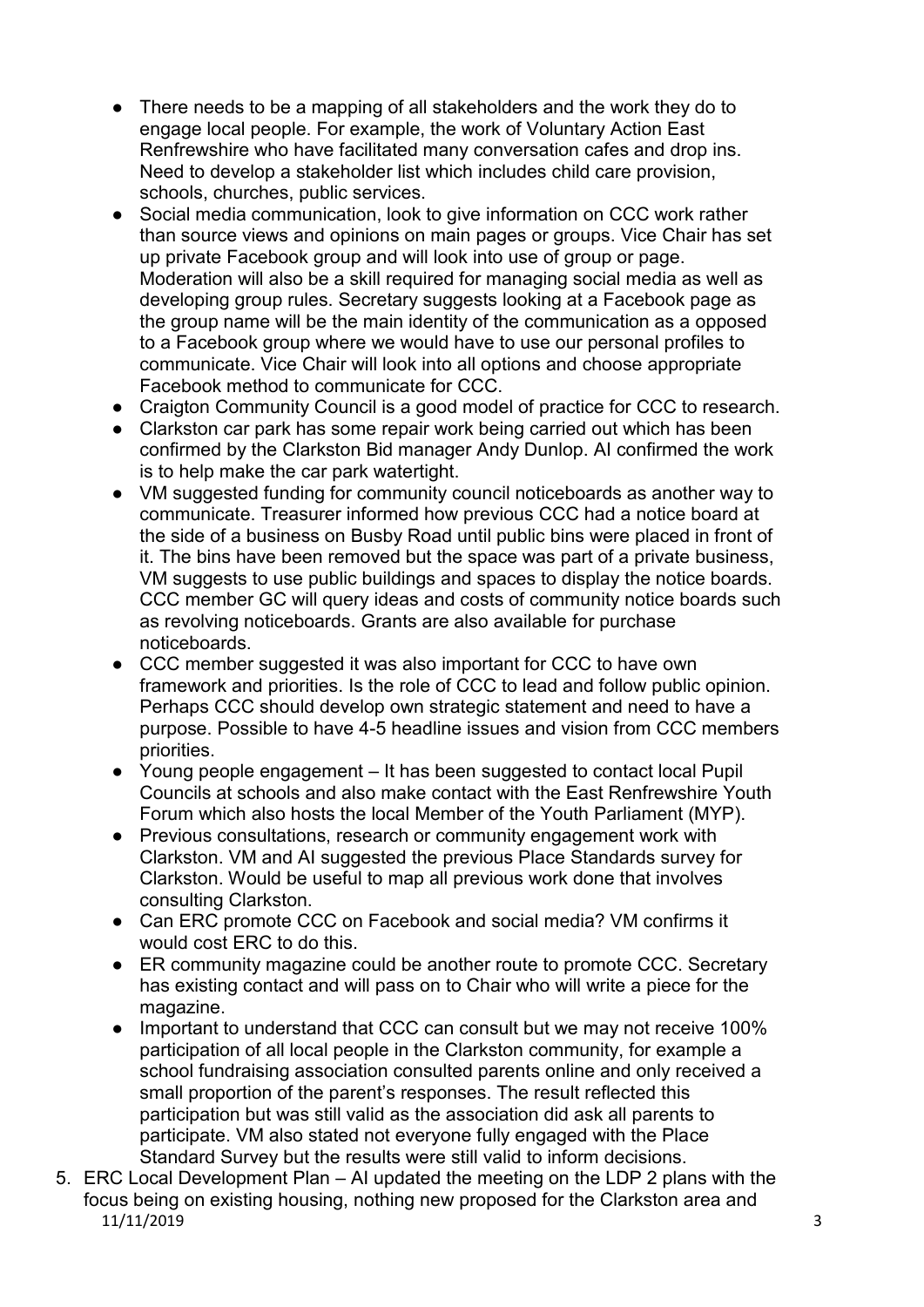- There needs to be a mapping of all stakeholders and the work they do to engage local people. For example, the work of Voluntary Action East Renfrewshire who have facilitated many conversation cafes and drop ins. Need to develop a stakeholder list which includes child care provision, schools, churches, public services.
- Social media communication, look to give information on CCC work rather than source views and opinions on main pages or groups. Vice Chair has set up private Facebook group and will look into use of group or page. Moderation will also be a skill required for managing social media as well as developing group rules. Secretary suggests looking at a Facebook page as the group name will be the main identity of the communication as a opposed to a Facebook group where we would have to use our personal profiles to communicate. Vice Chair will look into all options and choose appropriate Facebook method to communicate for CCC.
- Craigton Community Council is a good model of practice for CCC to research.
- Clarkston car park has some repair work being carried out which has been confirmed by the Clarkston Bid manager Andy Dunlop. AI confirmed the work is to help make the car park watertight.
- VM suggested funding for community council noticeboards as another way to communicate. Treasurer informed how previous CCC had a notice board at the side of a business on Busby Road until public bins were placed in front of it. The bins have been removed but the space was part of a private business, VM suggests to use public buildings and spaces to display the notice boards. CCC member GC will query ideas and costs of community notice boards such as revolving noticeboards. Grants are also available for purchase noticeboards.
- CCC member suggested it was also important for CCC to have own framework and priorities. Is the role of CCC to lead and follow public opinion. Perhaps CCC should develop own strategic statement and need to have a purpose. Possible to have 4-5 headline issues and vision from CCC members priorities.
- Young people engagement – It has been suggested to contact local Pupil Councils at schools and also make contact with the East Renfrewshire Youth Forum which also hosts the local Member of the Youth Parliament (MYP).
- Previous consultations, research or community engagement work with Clarkston. VM and AI suggested the previous Place Standards survey for Clarkston. Would be useful to map all previous work done that involves consulting Clarkston.
- Can ERC promote CCC on Facebook and social media? VM confirms it would cost ERC to do this.
- ER community magazine could be another route to promote CCC. Secretary has existing contact and will pass on to Chair who will write a piece for the magazine.
- Important to understand that CCC can consult but we may not receive 100% participation of all local people in the Clarkston community, for example a school fundraising association consulted parents online and only received a small proportion of the parent's responses. The result reflected this participation but was still valid as the association did ask all parents to participate. VM also stated not everyone fully engaged with the Place Standard Survey but the results were still valid to inform decisions.

5. ERC Local Development Plan – AI updated the meeting on the LDP 2 plans with the focus being on existing housing, nothing new proposed for the Clarkston area and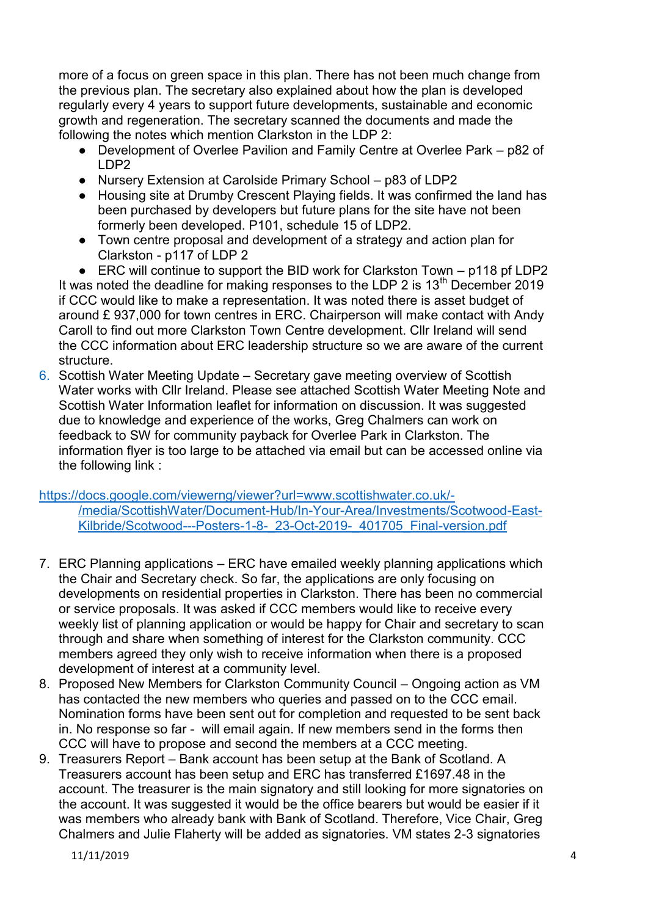more of a focus on green space in this plan. There has not been much change from the previous plan. The secretary also explained about how the plan is developed regularly every 4 years to support future developments, sustainable and economic growth and regeneration. The secretary scanned the documents and made the following the notes which mention Clarkston in the LDP 2:

- Development of Overlee Pavilion and Family Centre at Overlee Park – p82 of LDP2
- Nursery Extension at Carolside Primary School – p83 of LDP2
- Housing site at Drumby Crescent Playing fields. It was confirmed the land has been purchased by developers but future plans for the site have not been formerly been developed. P101, schedule 15 of LDP2.
- Town centre proposal and development of a strategy and action plan for Clarkston - p117 of LDP 2
- ERC will continue to support the BID work for Clarkston Town – p118 pf LDP2

It was noted the deadline for making responses to the LDP 2 is 13th December 2019 if CCC would like to make a representation. It was noted there is asset budget of around £ 937,000 for town centres in ERC. Chairperson will make contact with Andy Caroll to find out more Clarkston Town Centre development. Cllr Ireland will send the CCC information about ERC leadership structure so we are aware of the current structure.

6. Scottish Water Meeting Update – Secretary gave meeting overview of Scottish Water works with Cllr Ireland. Please see attached Scottish Water Meeting Note and Scottish Water Information leaflet for information on discussion. It was suggested due to knowledge and experience of the works, Greg Chalmers can work on feedback to SW for community payback for Overlee Park in Clarkston. The information flyer is too large to be attached via email but can be accessed online via the following link :

https://docs.google.com/viewerng/viewer?url=www.scottishwater.co.uk/-/media/ScottishWater/Document-Hub/In-Your-Area/Investments/Scotwood-East-Kilbride/Scotwood---Posters-1-8-_23-Oct-2019-_401705_Final-version.pdf

7. ERC Planning applications – ERC have emailed weekly planning applications which the Chair and Secretary check. So far, the applications are only focusing on developments on residential properties in Clarkston. There has been no commercial or service proposals. It was asked if CCC members would like to receive every weekly list of planning application or would be happy for Chair and secretary to scan through and share when something of interest for the Clarkston community. CCC members agreed they only wish to receive information when there is a proposed development of interest at a community level.
8. Proposed New Members for Clarkston Community Council – Ongoing action as VM has contacted the new members who queries and passed on to the CCC email. Nomination forms have been sent out for completion and requested to be sent back in. No response so far - will email again. If new members send in the forms then CCC will have to propose and second the members at a CCC meeting.
9. Treasurers Report – Bank account has been setup at the Bank of Scotland. A Treasurers account has been setup and ERC has transferred £1697.48 in the account. The treasurer is the main signatory and still looking for more signatories on the account. It was suggested it would be the office bearers but would be easier if it was members who already bank with Bank of Scotland. Therefore, Vice Chair, Greg Chalmers and Julie Flaherty will be added as signatories. VM states 2-3 signatories

11/11/2019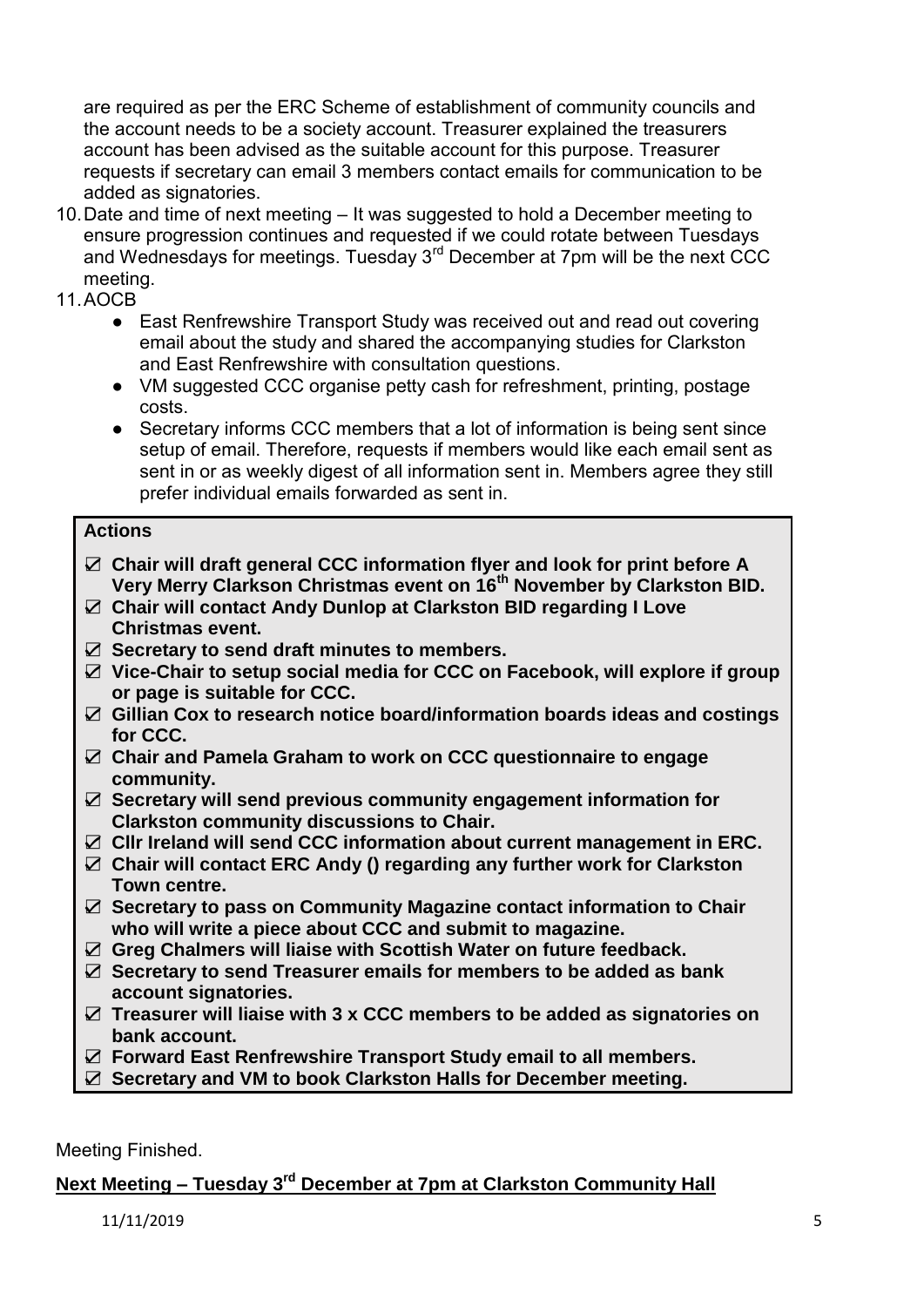are required as per the ERC Scheme of establishment of community councils and the account needs to be a society account. Treasurer explained the treasurers account has been advised as the suitable account for this purpose. Treasurer requests if secretary can email 3 members contact emails for communication to be added as signatories.

10. Date and time of next meeting – It was suggested to hold a December meeting to ensure progression continues and requested if we could rotate between Tuesdays and Wednesdays for meetings. Tuesday 3rd December at 7pm will be the next CCC meeting.
11. AOCB
    - East Renfrewshire Transport Study was received out and read out covering email about the study and shared the accompanying studies for Clarkston and East Renfrewshire with consultation questions.
    - VM suggested CCC organise petty cash for refreshment, printing, postage costs.
    - Secretary informs CCC members that a lot of information is being sent since setup of email. Therefore, requests if members would like each email sent as sent in or as weekly digest of all information sent in. Members agree they still prefer individual emails forwarded as sent in.

**Actions**

- ☑ **Chair will draft general CCC information flyer and look for print before A Very Merry Clarkson Christmas event on 16th November by Clarkston BID.**
- ☑ **Chair will contact Andy Dunlop at Clarkston BID regarding I Love Christmas event.**
- ☑ **Secretary to send draft minutes to members.**
- ☑ **Vice-Chair to setup social media for CCC on Facebook, will explore if group or page is suitable for CCC.**
- ☑ **Gillian Cox to research notice board/information boards ideas and costings for CCC.**
- ☑ **Chair and Pamela Graham to work on CCC questionnaire to engage community.**
- ☑ **Secretary will send previous community engagement information for Clarkston community discussions to Chair.**
- ☑ **Cllr Ireland will send CCC information about current management in ERC.**
- ☑ **Chair will contact ERC Andy () regarding any further work for Clarkston Town centre.**
- ☑ **Secretary to pass on Community Magazine contact information to Chair who will write a piece about CCC and submit to magazine.**
- ☑ **Greg Chalmers will liaise with Scottish Water on future feedback.**
- ☑ **Secretary to send Treasurer emails for members to be added as bank account signatories.**
- ☑ **Treasurer will liaise with 3 x CCC members to be added as signatories on bank account.**
- ☑ **Forward East Renfrewshire Transport Study email to all members.**
- ☑ **Secretary and VM to book Clarkston Halls for December meeting.**

Meeting Finished.

**Next Meeting – Tuesday 3rd December at 7pm at Clarkston Community Hall**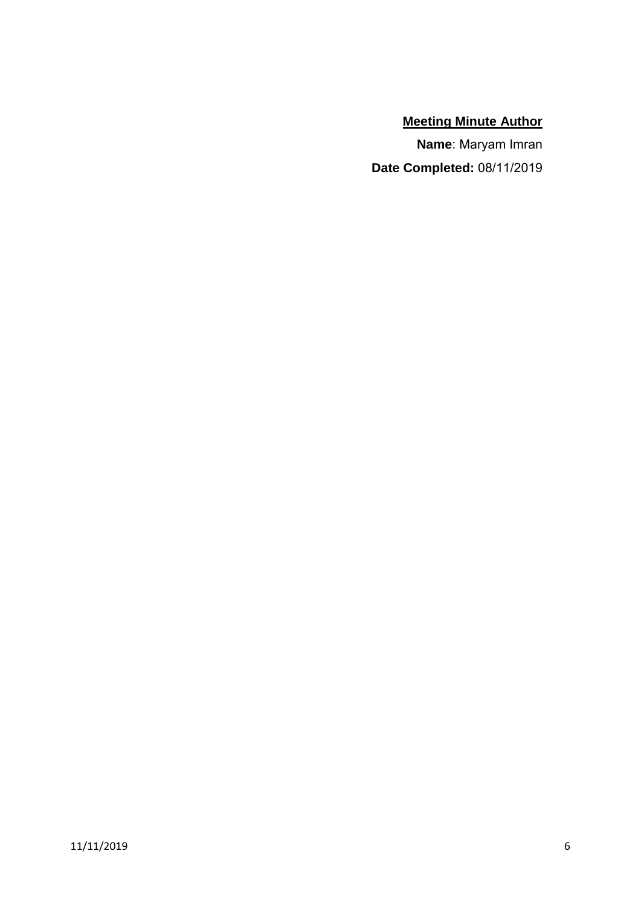**Meeting Minute Author**

**Name**: Maryam Imran

**Date Completed:** 08/11/2019